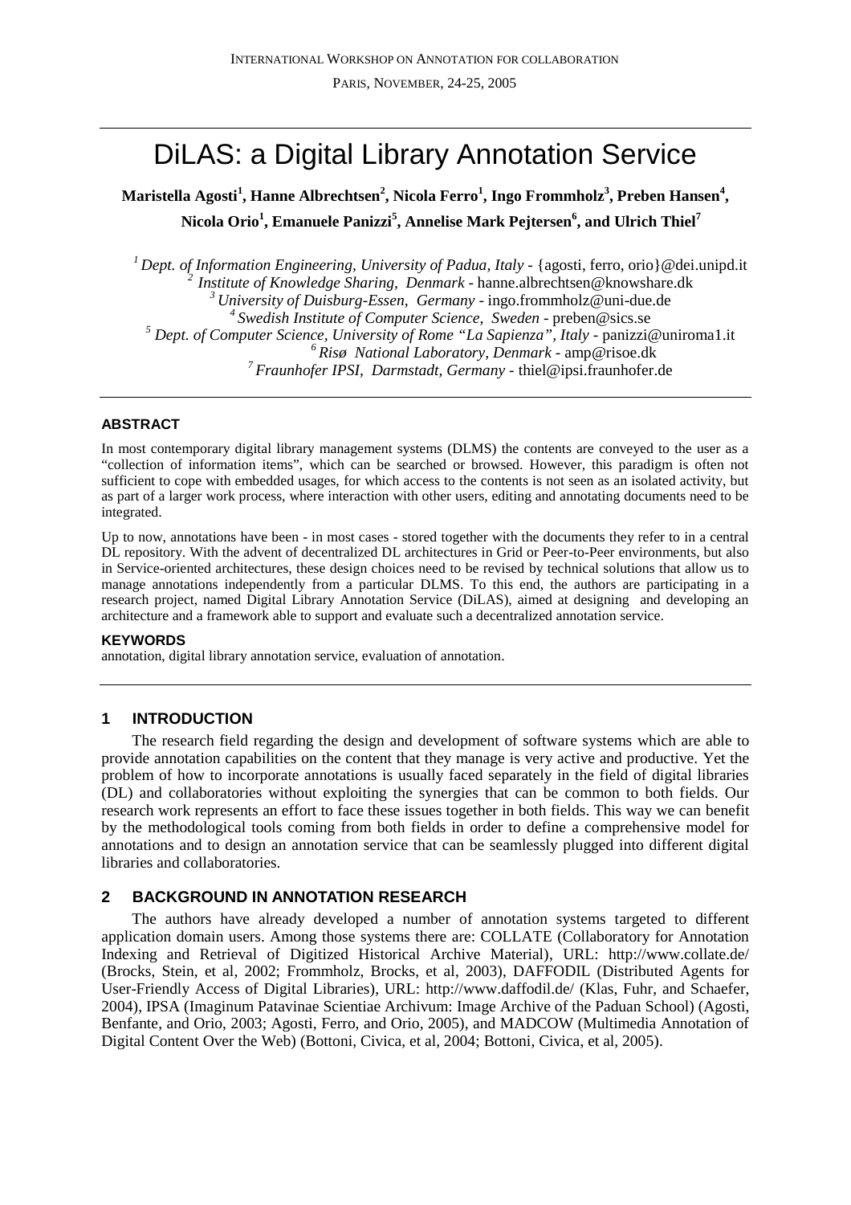# DiLAS: a Digital Library Annotation Service

**Maristella Agosti[1], Hanne Albrechtsen[2], Nicola Ferro[1], Ingo Frommholz[3], Preben Hansen[4], Nicola Orio[1], Emanuele Panizzi[5], Annelise Mark Pejtersen[6], and Ulrich Thiel[7]**

[1] *Dept. of Information Engineering, University of Padua, Italy* - {agosti, ferro, orio}@dei.unipd.it
[2] *Institute of Knowledge Sharing, Denmark* - hanne.albrechtsen@knowshare.dk
[3] *University of Duisburg-Essen, Germany* - ingo.frommholz@uni-due.de
[4] *Swedish Institute of Computer Science, Sweden* - preben@sics.se
[5] *Dept. of Computer Science, University of Rome "La Sapienza", Italy* - panizzi@uniroma1.it
[6] *Risø National Laboratory, Denmark* - amp@risoe.dk
[7] *Fraunhofer IPSI, Darmstadt, Germany* - thiel@ipsi.fraunhofer.de

#### ABSTRACT

In most contemporary digital library management systems (DLMS) the contents are conveyed to the user as a "collection of information items", which can be searched or browsed. However, this paradigm is often not sufficient to cope with embedded usages, for which access to the contents is not seen as an isolated activity, but as part of a larger work process, where interaction with other users, editing and annotating documents need to be integrated.

Up to now, annotations have been - in most cases - stored together with the documents they refer to in a central DL repository. With the advent of decentralized DL architectures in Grid or Peer-to-Peer environments, but also in Service-oriented architectures, these design choices need to be revised by technical solutions that allow us to manage annotations independently from a particular DLMS. To this end, the authors are participating in a research project, named Digital Library Annotation Service (DiLAS), aimed at designing and developing an architecture and a framework able to support and evaluate such a decentralized annotation service.

#### KEYWORDS

annotation, digital library annotation service, evaluation of annotation.

## 1 INTRODUCTION

The research field regarding the design and development of software systems which are able to provide annotation capabilities on the content that they manage is very active and productive. Yet the problem of how to incorporate annotations is usually faced separately in the field of digital libraries (DL) and collaboratories without exploiting the synergies that can be common to both fields. Our research work represents an effort to face these issues together in both fields. This way we can benefit by the methodological tools coming from both fields in order to define a comprehensive model for annotations and to design an annotation service that can be seamlessly plugged into different digital libraries and collaboratories.

## 2 BACKGROUND IN ANNOTATION RESEARCH

The authors have already developed a number of annotation systems targeted to different application domain users. Among those systems there are: COLLATE (Collaboratory for Annotation Indexing and Retrieval of Digitized Historical Archive Material), URL: http://www.collate.de/ (Brocks, Stein, et al, 2002; Frommholz, Brocks, et al, 2003), DAFFODIL (Distributed Agents for User-Friendly Access of Digital Libraries), URL: http://www.daffodil.de/ (Klas, Fuhr, and Schaefer, 2004), IPSA (Imaginum Patavinae Scientiae Archivum: Image Archive of the Paduan School) (Agosti, Benfante, and Orio, 2003; Agosti, Ferro, and Orio, 2005), and MADCOW (Multimedia Annotation of Digital Content Over the Web) (Bottoni, Civica, et al, 2004; Bottoni, Civica, et al, 2005).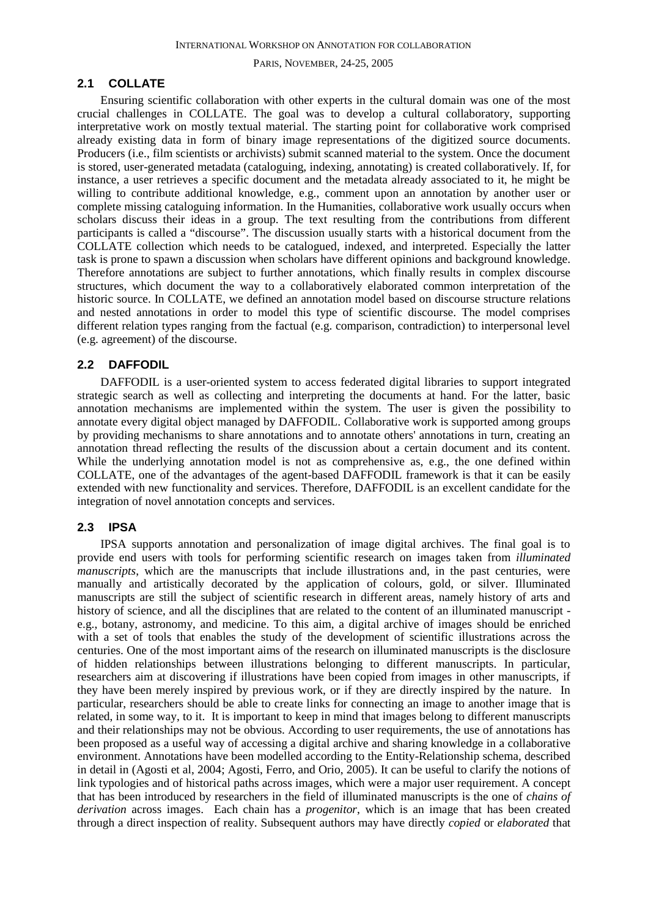## 2.1 COLLATE

Ensuring scientific collaboration with other experts in the cultural domain was one of the most crucial challenges in COLLATE. The goal was to develop a cultural collaboratory, supporting interpretative work on mostly textual material. The starting point for collaborative work comprised already existing data in form of binary image representations of the digitized source documents. Producers (i.e., film scientists or archivists) submit scanned material to the system. Once the document is stored, user-generated metadata (cataloguing, indexing, annotating) is created collaboratively. If, for instance, a user retrieves a specific document and the metadata already associated to it, he might be willing to contribute additional knowledge, e.g., comment upon an annotation by another user or complete missing cataloguing information. In the Humanities, collaborative work usually occurs when scholars discuss their ideas in a group. The text resulting from the contributions from different participants is called a "discourse". The discussion usually starts with a historical document from the COLLATE collection which needs to be catalogued, indexed, and interpreted. Especially the latter task is prone to spawn a discussion when scholars have different opinions and background knowledge. Therefore annotations are subject to further annotations, which finally results in complex discourse structures, which document the way to a collaboratively elaborated common interpretation of the historic source. In COLLATE, we defined an annotation model based on discourse structure relations and nested annotations in order to model this type of scientific discourse. The model comprises different relation types ranging from the factual (e.g. comparison, contradiction) to interpersonal level (e.g. agreement) of the discourse.

## 2.2 DAFFODIL

DAFFODIL is a user-oriented system to access federated digital libraries to support integrated strategic search as well as collecting and interpreting the documents at hand. For the latter, basic annotation mechanisms are implemented within the system. The user is given the possibility to annotate every digital object managed by DAFFODIL. Collaborative work is supported among groups by providing mechanisms to share annotations and to annotate others' annotations in turn, creating an annotation thread reflecting the results of the discussion about a certain document and its content. While the underlying annotation model is not as comprehensive as, e.g., the one defined within COLLATE, one of the advantages of the agent-based DAFFODIL framework is that it can be easily extended with new functionality and services. Therefore, DAFFODIL is an excellent candidate for the integration of novel annotation concepts and services.

## 2.3 IPSA

IPSA supports annotation and personalization of image digital archives. The final goal is to provide end users with tools for performing scientific research on images taken from *illuminated manuscripts*, which are the manuscripts that include illustrations and, in the past centuries, were manually and artistically decorated by the application of colours, gold, or silver. Illuminated manuscripts are still the subject of scientific research in different areas, namely history of arts and history of science, and all the disciplines that are related to the content of an illuminated manuscript - e.g., botany, astronomy, and medicine. To this aim, a digital archive of images should be enriched with a set of tools that enables the study of the development of scientific illustrations across the centuries. One of the most important aims of the research on illuminated manuscripts is the disclosure of hidden relationships between illustrations belonging to different manuscripts. In particular, researchers aim at discovering if illustrations have been copied from images in other manuscripts, if they have been merely inspired by previous work, or if they are directly inspired by the nature. In particular, researchers should be able to create links for connecting an image to another image that is related, in some way, to it. It is important to keep in mind that images belong to different manuscripts and their relationships may not be obvious. According to user requirements, the use of annotations has been proposed as a useful way of accessing a digital archive and sharing knowledge in a collaborative environment. Annotations have been modelled according to the Entity-Relationship schema, described in detail in (Agosti et al, 2004; Agosti, Ferro, and Orio, 2005). It can be useful to clarify the notions of link typologies and of historical paths across images, which were a major user requirement. A concept that has been introduced by researchers in the field of illuminated manuscripts is the one of *chains of derivation* across images. Each chain has a *progenitor*, which is an image that has been created through a direct inspection of reality. Subsequent authors may have directly *copied* or *elaborated* that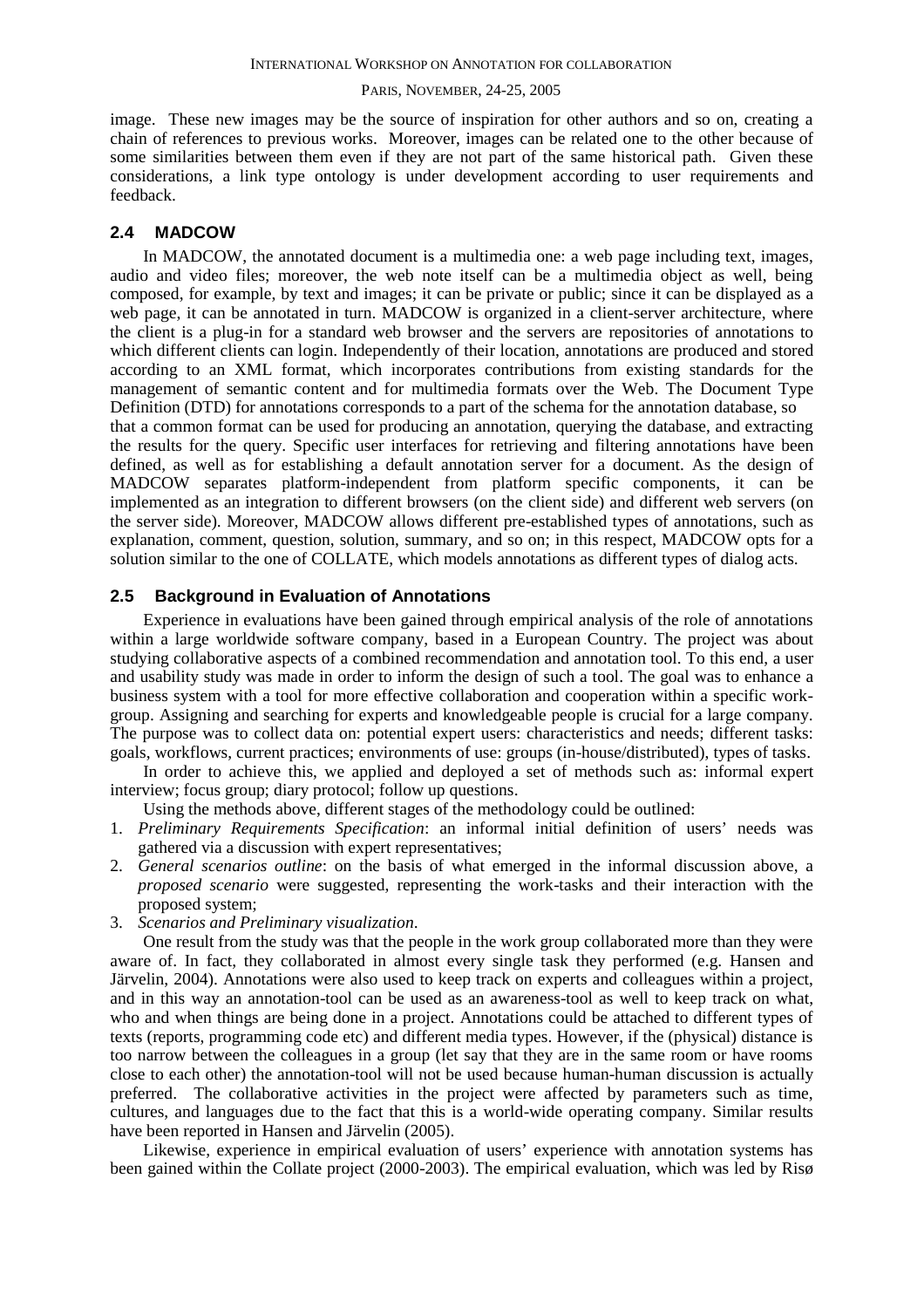image. These new images may be the source of inspiration for other authors and so on, creating a chain of references to previous works. Moreover, images can be related one to the other because of some similarities between them even if they are not part of the same historical path. Given these considerations, a link type ontology is under development according to user requirements and feedback.

## 2.4 MADCOW

In MADCOW, the annotated document is a multimedia one: a web page including text, images, audio and video files; moreover, the web note itself can be a multimedia object as well, being composed, for example, by text and images; it can be private or public; since it can be displayed as a web page, it can be annotated in turn. MADCOW is organized in a client-server architecture, where the client is a plug-in for a standard web browser and the servers are repositories of annotations to which different clients can login. Independently of their location, annotations are produced and stored according to an XML format, which incorporates contributions from existing standards for the management of semantic content and for multimedia formats over the Web. The Document Type Definition (DTD) for annotations corresponds to a part of the schema for the annotation database, so that a common format can be used for producing an annotation, querying the database, and extracting the results for the query. Specific user interfaces for retrieving and filtering annotations have been defined, as well as for establishing a default annotation server for a document. As the design of MADCOW separates platform-independent from platform specific components, it can be implemented as an integration to different browsers (on the client side) and different web servers (on the server side). Moreover, MADCOW allows different pre-established types of annotations, such as explanation, comment, question, solution, summary, and so on; in this respect, MADCOW opts for a solution similar to the one of COLLATE, which models annotations as different types of dialog acts.

## 2.5 Background in Evaluation of Annotations

Experience in evaluations have been gained through empirical analysis of the role of annotations within a large worldwide software company, based in a European Country. The project was about studying collaborative aspects of a combined recommendation and annotation tool. To this end, a user and usability study was made in order to inform the design of such a tool. The goal was to enhance a business system with a tool for more effective collaboration and cooperation within a specific work-group. Assigning and searching for experts and knowledgeable people is crucial for a large company. The purpose was to collect data on: potential expert users: characteristics and needs; different tasks: goals, workflows, current practices; environments of use: groups (in-house/distributed), types of tasks.

In order to achieve this, we applied and deployed a set of methods such as: informal expert interview; focus group; diary protocol; follow up questions.

Using the methods above, different stages of the methodology could be outlined:

1. *Preliminary Requirements Specification*: an informal initial definition of users' needs was gathered via a discussion with expert representatives;
2. *General scenarios outline*: on the basis of what emerged in the informal discussion above, a *proposed scenario* were suggested, representing the work-tasks and their interaction with the proposed system;
3. *Scenarios and Preliminary visualization*.

One result from the study was that the people in the work group collaborated more than they were aware of. In fact, they collaborated in almost every single task they performed (e.g. Hansen and Järvelin, 2004). Annotations were also used to keep track on experts and colleagues within a project, and in this way an annotation-tool can be used as an awareness-tool as well to keep track on what, who and when things are being done in a project. Annotations could be attached to different types of texts (reports, programming code etc) and different media types. However, if the (physical) distance is too narrow between the colleagues in a group (let say that they are in the same room or have rooms close to each other) the annotation-tool will not be used because human-human discussion is actually preferred. The collaborative activities in the project were affected by parameters such as time, cultures, and languages due to the fact that this is a world-wide operating company. Similar results have been reported in Hansen and Järvelin (2005).

Likewise, experience in empirical evaluation of users' experience with annotation systems has been gained within the Collate project (2000-2003). The empirical evaluation, which was led by Risø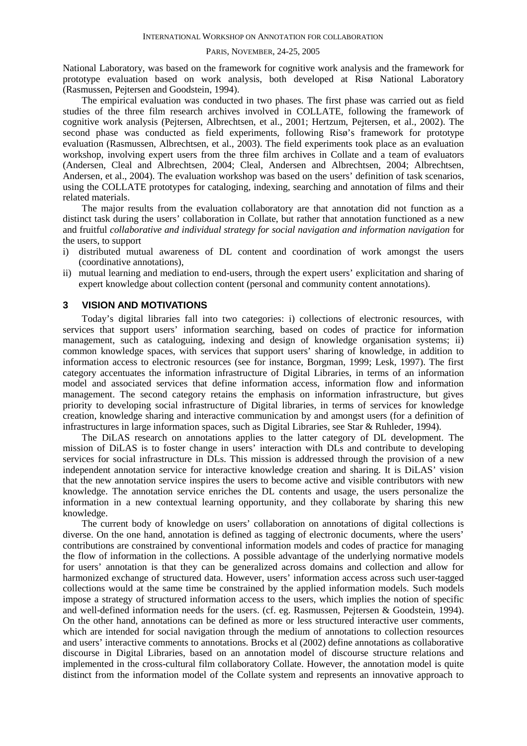National Laboratory, was based on the framework for cognitive work analysis and the framework for prototype evaluation based on work analysis, both developed at Risø National Laboratory (Rasmussen, Pejtersen and Goodstein, 1994).

The empirical evaluation was conducted in two phases. The first phase was carried out as field studies of the three film research archives involved in COLLATE, following the framework of cognitive work analysis (Pejtersen, Albrechtsen, et al., 2001; Hertzum, Pejtersen, et al., 2002). The second phase was conducted as field experiments, following Risø's framework for prototype evaluation (Rasmussen, Albrechtsen, et al., 2003). The field experiments took place as an evaluation workshop, involving expert users from the three film archives in Collate and a team of evaluators (Andersen, Cleal and Albrechtsen, 2004; Cleal, Andersen and Albrechtsen, 2004; Albrechtsen, Andersen, et al., 2004). The evaluation workshop was based on the users' definition of task scenarios, using the COLLATE prototypes for cataloging, indexing, searching and annotation of films and their related materials.

The major results from the evaluation collaboratory are that annotation did not function as a distinct task during the users' collaboration in Collate, but rather that annotation functioned as a new and fruitful *collaborative and individual strategy for social navigation and information navigation* for the users, to support

i) distributed mutual awareness of DL content and coordination of work amongst the users (coordinative annotations),
ii) mutual learning and mediation to end-users, through the expert users' explicitation and sharing of expert knowledge about collection content (personal and community content annotations).

## 3 VISION AND MOTIVATIONS

Today's digital libraries fall into two categories: i) collections of electronic resources, with services that support users' information searching, based on codes of practice for information management, such as cataloguing, indexing and design of knowledge organisation systems; ii) common knowledge spaces, with services that support users' sharing of knowledge, in addition to information access to electronic resources (see for instance, Borgman, 1999; Lesk, 1997). The first category accentuates the information infrastructure of Digital Libraries, in terms of an information model and associated services that define information access, information flow and information management. The second category retains the emphasis on information infrastructure, but gives priority to developing social infrastructure of Digital libraries, in terms of services for knowledge creation, knowledge sharing and interactive communication by and amongst users (for a definition of infrastructures in large information spaces, such as Digital Libraries, see Star & Ruhleder, 1994).

The DiLAS research on annotations applies to the latter category of DL development. The mission of DiLAS is to foster change in users' interaction with DLs and contribute to developing services for social infrastructure in DLs. This mission is addressed through the provision of a new independent annotation service for interactive knowledge creation and sharing. It is DiLAS' vision that the new annotation service inspires the users to become active and visible contributors with new knowledge. The annotation service enriches the DL contents and usage, the users personalize the information in a new contextual learning opportunity, and they collaborate by sharing this new knowledge.

The current body of knowledge on users' collaboration on annotations of digital collections is diverse. On the one hand, annotation is defined as tagging of electronic documents, where the users' contributions are constrained by conventional information models and codes of practice for managing the flow of information in the collections. A possible advantage of the underlying normative models for users' annotation is that they can be generalized across domains and collection and allow for harmonized exchange of structured data. However, users' information access across such user-tagged collections would at the same time be constrained by the applied information models. Such models impose a strategy of structured information access to the users, which implies the notion of specific and well-defined information needs for the users. (cf. eg. Rasmussen, Pejtersen & Goodstein, 1994). On the other hand, annotations can be defined as more or less structured interactive user comments, which are intended for social navigation through the medium of annotations to collection resources and users' interactive comments to annotations. Brocks et al (2002) define annotations as collaborative discourse in Digital Libraries, based on an annotation model of discourse structure relations and implemented in the cross-cultural film collaboratory Collate. However, the annotation model is quite distinct from the information model of the Collate system and represents an innovative approach to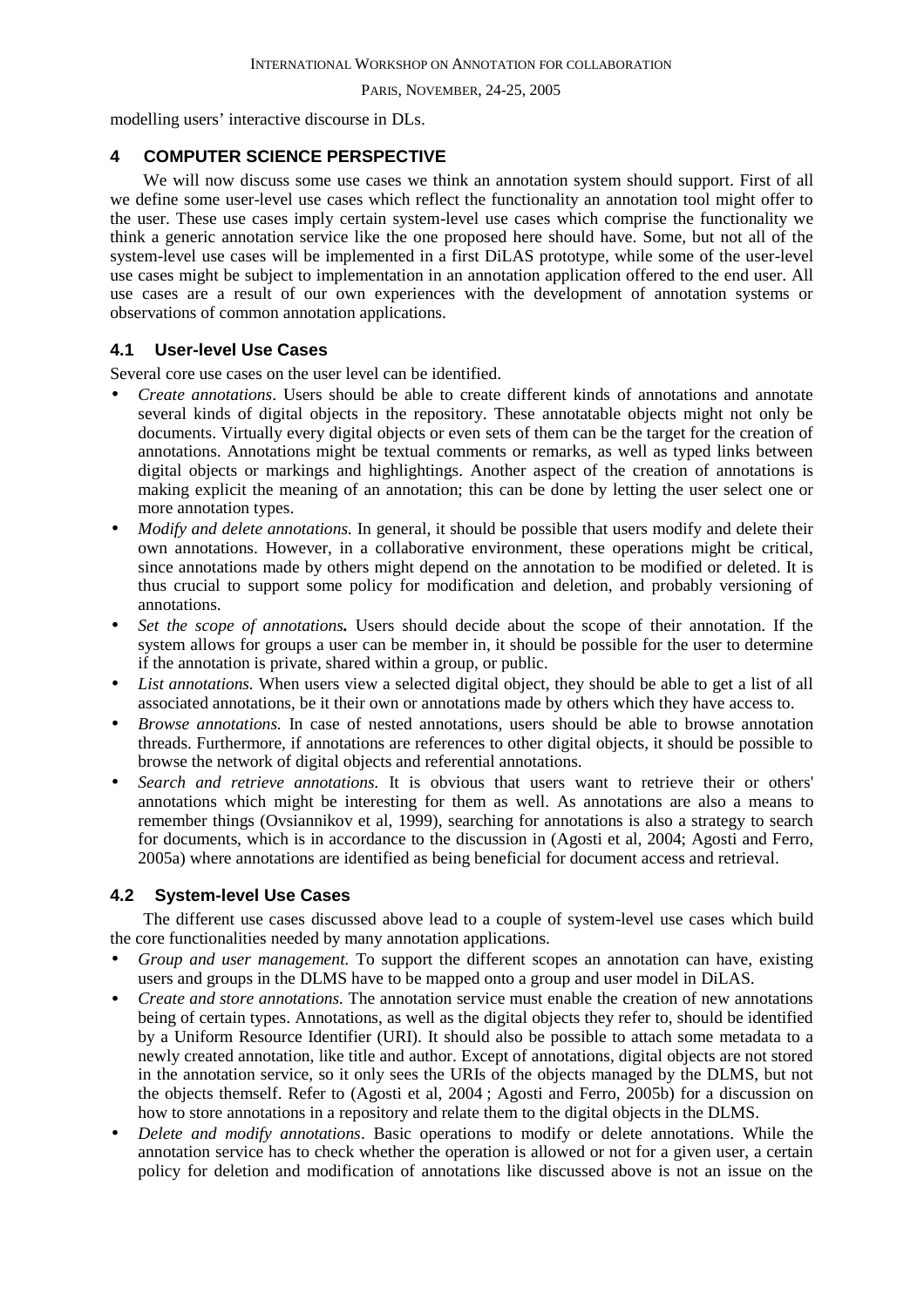modelling users' interactive discourse in DLs.

## 4 COMPUTER SCIENCE PERSPECTIVE

We will now discuss some use cases we think an annotation system should support. First of all we define some user-level use cases which reflect the functionality an annotation tool might offer to the user. These use cases imply certain system-level use cases which comprise the functionality we think a generic annotation service like the one proposed here should have. Some, but not all of the system-level use cases will be implemented in a first DiLAS prototype, while some of the user-level use cases might be subject to implementation in an annotation application offered to the end user. All use cases are a result of our own experiences with the development of annotation systems or observations of common annotation applications.

### 4.1 User-level Use Cases

Several core use cases on the user level can be identified.

- *Create annotations*. Users should be able to create different kinds of annotations and annotate several kinds of digital objects in the repository. These annotatable objects might not only be documents. Virtually every digital objects or even sets of them can be the target for the creation of annotations. Annotations might be textual comments or remarks, as well as typed links between digital objects or markings and highlightings. Another aspect of the creation of annotations is making explicit the meaning of an annotation; this can be done by letting the user select one or more annotation types.
- *Modify and delete annotations.* In general, it should be possible that users modify and delete their own annotations. However, in a collaborative environment, these operations might be critical, since annotations made by others might depend on the annotation to be modified or deleted. It is thus crucial to support some policy for modification and deletion, and probably versioning of annotations.
- *Set the scope of annotations.* Users should decide about the scope of their annotation. If the system allows for groups a user can be member in, it should be possible for the user to determine if the annotation is private, shared within a group, or public.
- *List annotations.* When users view a selected digital object, they should be able to get a list of all associated annotations, be it their own or annotations made by others which they have access to.
- *Browse annotations.* In case of nested annotations, users should be able to browse annotation threads. Furthermore, if annotations are references to other digital objects, it should be possible to browse the network of digital objects and referential annotations.
- *Search and retrieve annotations.* It is obvious that users want to retrieve their or others' annotations which might be interesting for them as well. As annotations are also a means to remember things (Ovsiannikov et al, 1999), searching for annotations is also a strategy to search for documents, which is in accordance to the discussion in (Agosti et al, 2004; Agosti and Ferro, 2005a) where annotations are identified as being beneficial for document access and retrieval.

### 4.2 System-level Use Cases

The different use cases discussed above lead to a couple of system-level use cases which build the core functionalities needed by many annotation applications.

- *Group and user management.* To support the different scopes an annotation can have, existing users and groups in the DLMS have to be mapped onto a group and user model in DiLAS.
- *Create and store annotations.* The annotation service must enable the creation of new annotations being of certain types. Annotations, as well as the digital objects they refer to, should be identified by a Uniform Resource Identifier (URI). It should also be possible to attach some metadata to a newly created annotation, like title and author. Except of annotations, digital objects are not stored in the annotation service, so it only sees the URIs of the objects managed by the DLMS, but not the objects themself. Refer to (Agosti et al, 2004 ; Agosti and Ferro, 2005b) for a discussion on how to store annotations in a repository and relate them to the digital objects in the DLMS.
- *Delete and modify annotations*. Basic operations to modify or delete annotations. While the annotation service has to check whether the operation is allowed or not for a given user, a certain policy for deletion and modification of annotations like discussed above is not an issue on the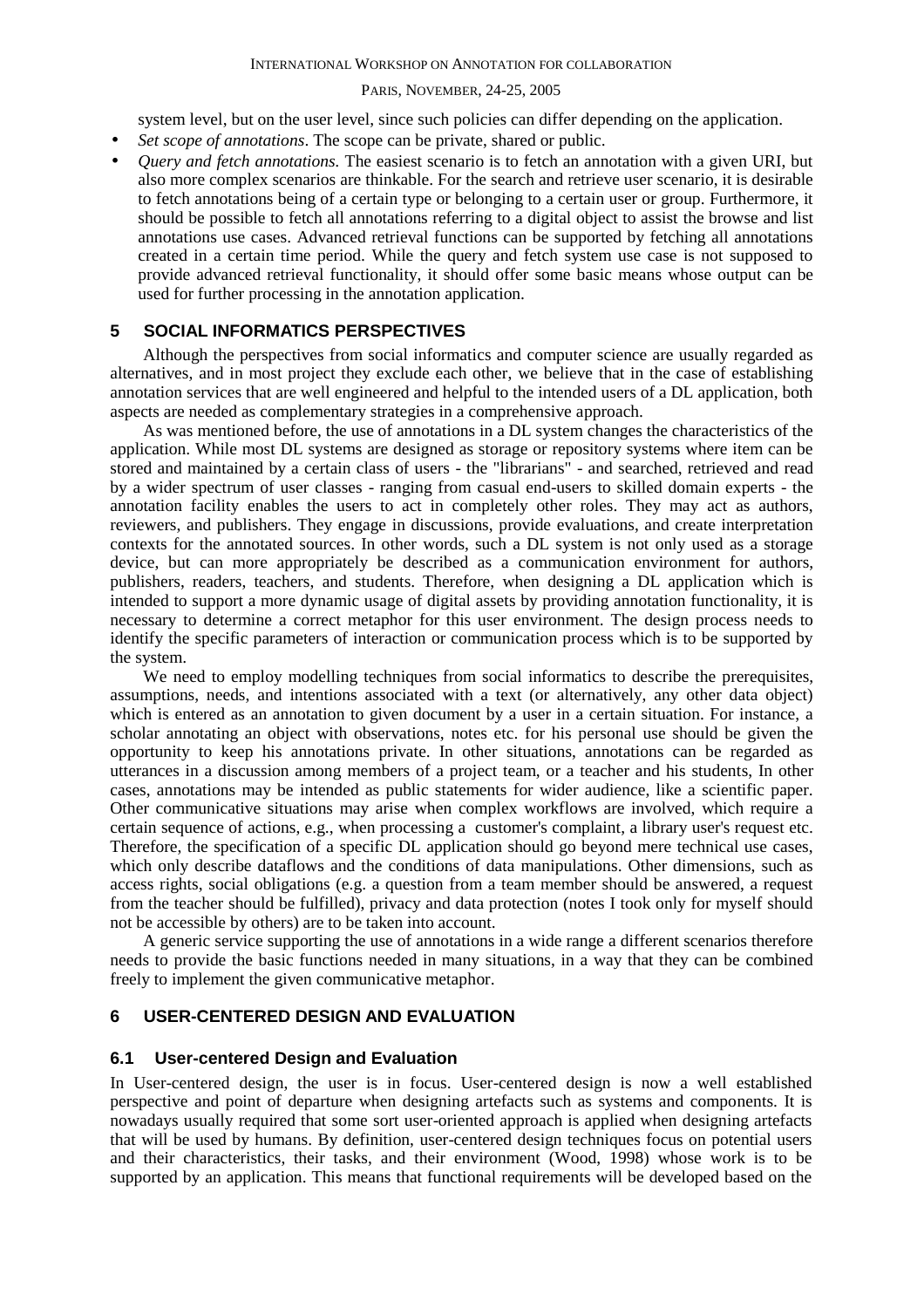system level, but on the user level, since such policies can differ depending on the application.

- *Set scope of annotations*. The scope can be private, shared or public.
- *Query and fetch annotations.* The easiest scenario is to fetch an annotation with a given URI, but also more complex scenarios are thinkable. For the search and retrieve user scenario, it is desirable to fetch annotations being of a certain type or belonging to a certain user or group. Furthermore, it should be possible to fetch all annotations referring to a digital object to assist the browse and list annotations use cases. Advanced retrieval functions can be supported by fetching all annotations created in a certain time period. While the query and fetch system use case is not supposed to provide advanced retrieval functionality, it should offer some basic means whose output can be used for further processing in the annotation application.

## 5 SOCIAL INFORMATICS PERSPECTIVES

Although the perspectives from social informatics and computer science are usually regarded as alternatives, and in most project they exclude each other, we believe that in the case of establishing annotation services that are well engineered and helpful to the intended users of a DL application, both aspects are needed as complementary strategies in a comprehensive approach.

As was mentioned before, the use of annotations in a DL system changes the characteristics of the application. While most DL systems are designed as storage or repository systems where item can be stored and maintained by a certain class of users - the "librarians" - and searched, retrieved and read by a wider spectrum of user classes - ranging from casual end-users to skilled domain experts - the annotation facility enables the users to act in completely other roles. They may act as authors, reviewers, and publishers. They engage in discussions, provide evaluations, and create interpretation contexts for the annotated sources. In other words, such a DL system is not only used as a storage device, but can more appropriately be described as a communication environment for authors, publishers, readers, teachers, and students. Therefore, when designing a DL application which is intended to support a more dynamic usage of digital assets by providing annotation functionality, it is necessary to determine a correct metaphor for this user environment. The design process needs to identify the specific parameters of interaction or communication process which is to be supported by the system.

We need to employ modelling techniques from social informatics to describe the prerequisites, assumptions, needs, and intentions associated with a text (or alternatively, any other data object) which is entered as an annotation to given document by a user in a certain situation. For instance, a scholar annotating an object with observations, notes etc. for his personal use should be given the opportunity to keep his annotations private. In other situations, annotations can be regarded as utterances in a discussion among members of a project team, or a teacher and his students, In other cases, annotations may be intended as public statements for wider audience, like a scientific paper. Other communicative situations may arise when complex workflows are involved, which require a certain sequence of actions, e.g., when processing a customer's complaint, a library user's request etc. Therefore, the specification of a specific DL application should go beyond mere technical use cases, which only describe dataflows and the conditions of data manipulations. Other dimensions, such as access rights, social obligations (e.g. a question from a team member should be answered, a request from the teacher should be fulfilled), privacy and data protection (notes I took only for myself should not be accessible by others) are to be taken into account.

A generic service supporting the use of annotations in a wide range a different scenarios therefore needs to provide the basic functions needed in many situations, in a way that they can be combined freely to implement the given communicative metaphor.

## 6 USER-CENTERED DESIGN AND EVALUATION

### 6.1 User-centered Design and Evaluation

In User-centered design, the user is in focus. User-centered design is now a well established perspective and point of departure when designing artefacts such as systems and components. It is nowadays usually required that some sort user-oriented approach is applied when designing artefacts that will be used by humans. By definition, user-centered design techniques focus on potential users and their characteristics, their tasks, and their environment (Wood, 1998) whose work is to be supported by an application. This means that functional requirements will be developed based on the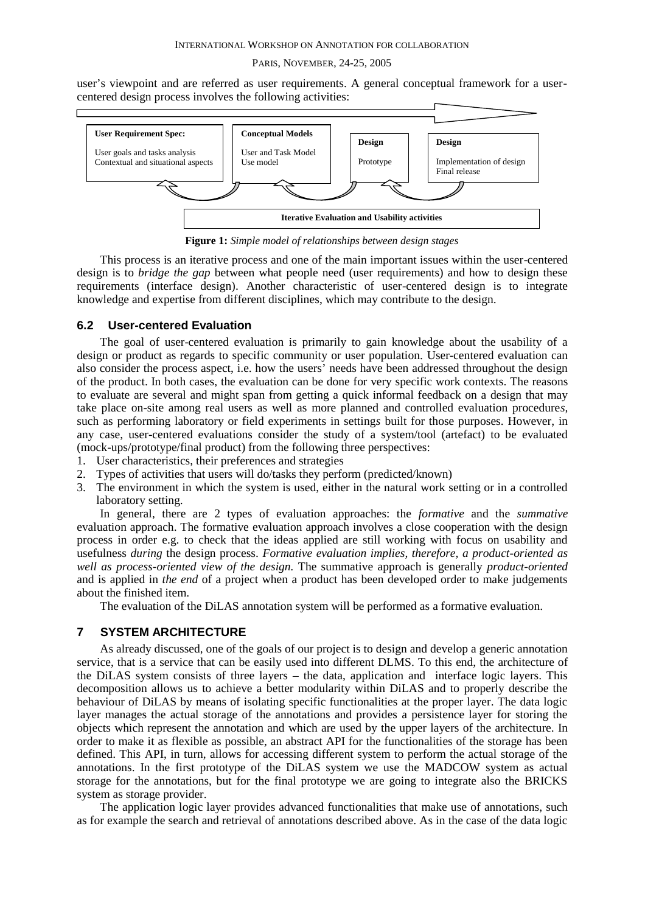user's viewpoint and are referred as user requirements. A general conceptual framework for a user-centered design process involves the following activities:

**User Requirement Spec:**
User goals and tasks analysis
Contextual and situational aspects

**Conceptual Models**
User and Task Model
Use model

**Design**
Prototype

**Design**
Implementation of design
Final release

**Iterative Evaluation and Usability activities**

**Figure 1:** *Simple model of relationships between design stages*

This process is an iterative process and one of the main important issues within the user-centered design is to *bridge the gap* between what people need (user requirements) and how to design these requirements (interface design). Another characteristic of user-centered design is to integrate knowledge and expertise from different disciplines, which may contribute to the design.

### 6.2 User-centered Evaluation

The goal of user-centered evaluation is primarily to gain knowledge about the usability of a design or product as regards to specific community or user population. User-centered evaluation can also consider the process aspect, i.e. how the users' needs have been addressed throughout the design of the product. In both cases, the evaluation can be done for very specific work contexts. The reasons to evaluate are several and might span from getting a quick informal feedback on a design that may take place on-site among real users as well as more planned and controlled evaluation procedures, such as performing laboratory or field experiments in settings built for those purposes. However, in any case, user-centered evaluations consider the study of a system/tool (artefact) to be evaluated (mock-ups/prototype/final product) from the following three perspectives:

1. User characteristics, their preferences and strategies
2. Types of activities that users will do/tasks they perform (predicted/known)
3. The environment in which the system is used, either in the natural work setting or in a controlled laboratory setting.

In general, there are 2 types of evaluation approaches: the *formative* and the *summative* evaluation approach. The formative evaluation approach involves a close cooperation with the design process in order e.g. to check that the ideas applied are still working with focus on usability and usefulness *during* the design process. *Formative evaluation implies, therefore, a product-oriented as well as process-oriented view of the design.* The summative approach is generally *product-oriented* and is applied in *the end* of a project when a product has been developed order to make judgements about the finished item.

The evaluation of the DiLAS annotation system will be performed as a formative evaluation.

## 7 SYSTEM ARCHITECTURE

As already discussed, one of the goals of our project is to design and develop a generic annotation service, that is a service that can be easily used into different DLMS. To this end, the architecture of the DiLAS system consists of three layers – the data, application and interface logic layers. This decomposition allows us to achieve a better modularity within DiLAS and to properly describe the behaviour of DiLAS by means of isolating specific functionalities at the proper layer. The data logic layer manages the actual storage of the annotations and provides a persistence layer for storing the objects which represent the annotation and which are used by the upper layers of the architecture. In order to make it as flexible as possible, an abstract API for the functionalities of the storage has been defined. This API, in turn, allows for accessing different system to perform the actual storage of the annotations. In the first prototype of the DiLAS system we use the MADCOW system as actual storage for the annotations, but for the final prototype we are going to integrate also the BRICKS system as storage provider.

The application logic layer provides advanced functionalities that make use of annotations, such as for example the search and retrieval of annotations described above. As in the case of the data logic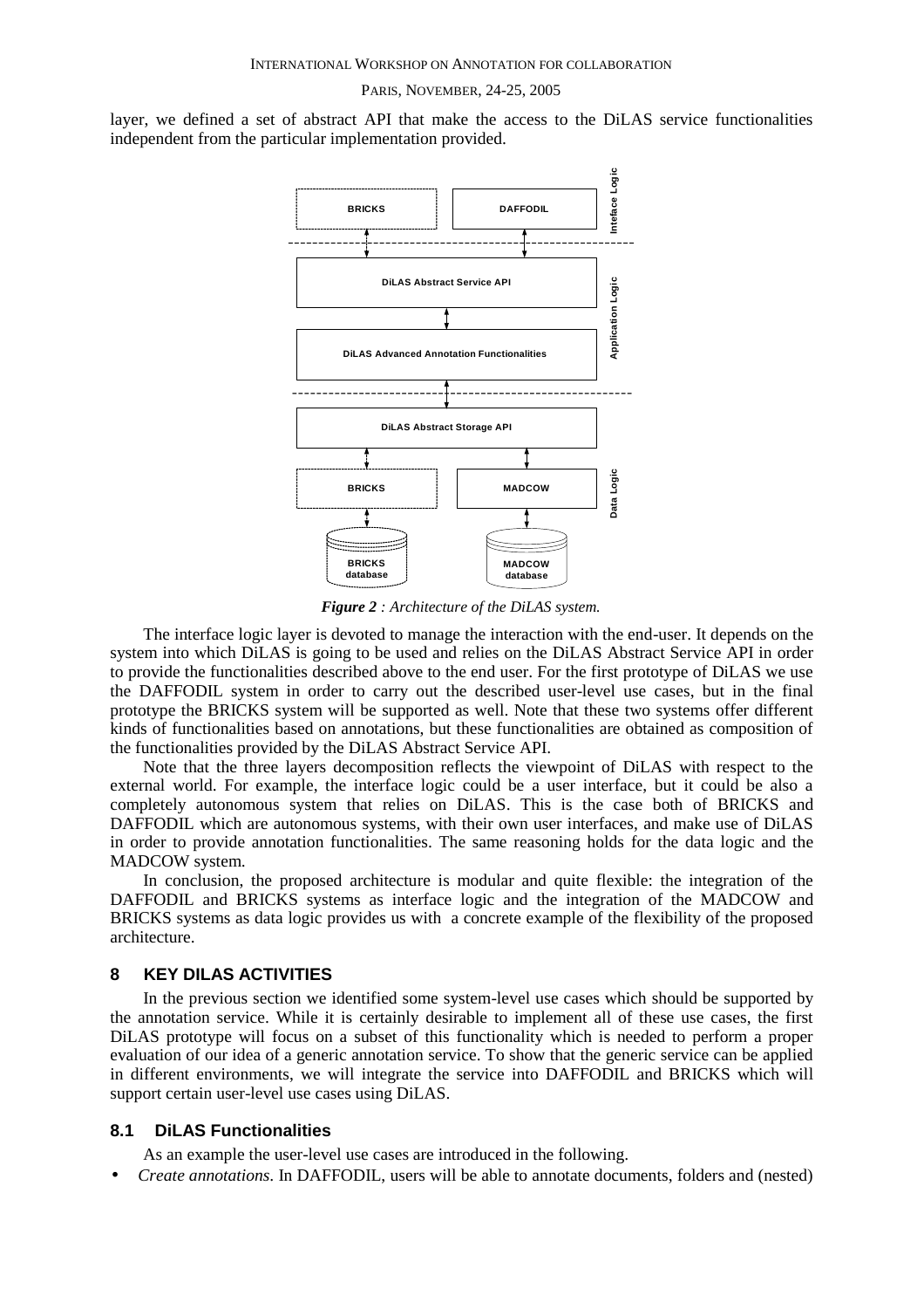layer, we defined a set of abstract API that make the access to the DiLAS service functionalities independent from the particular implementation provided.

*Figure 2 : Architecture of the DiLAS system.*

The interface logic layer is devoted to manage the interaction with the end-user. It depends on the system into which DiLAS is going to be used and relies on the DiLAS Abstract Service API in order to provide the functionalities described above to the end user. For the first prototype of DiLAS we use the DAFFODIL system in order to carry out the described user-level use cases, but in the final prototype the BRICKS system will be supported as well. Note that these two systems offer different kinds of functionalities based on annotations, but these functionalities are obtained as composition of the functionalities provided by the DiLAS Abstract Service API.

Note that the three layers decomposition reflects the viewpoint of DiLAS with respect to the external world. For example, the interface logic could be a user interface, but it could be also a completely autonomous system that relies on DiLAS. This is the case both of BRICKS and DAFFODIL which are autonomous systems, with their own user interfaces, and make use of DiLAS in order to provide annotation functionalities. The same reasoning holds for the data logic and the MADCOW system.

In conclusion, the proposed architecture is modular and quite flexible: the integration of the DAFFODIL and BRICKS systems as interface logic and the integration of the MADCOW and BRICKS systems as data logic provides us with a concrete example of the flexibility of the proposed architecture.

## 8 KEY DILAS ACTIVITIES

In the previous section we identified some system-level use cases which should be supported by the annotation service. While it is certainly desirable to implement all of these use cases, the first DiLAS prototype will focus on a subset of this functionality which is needed to perform a proper evaluation of our idea of a generic annotation service. To show that the generic service can be applied in different environments, we will integrate the service into DAFFODIL and BRICKS which will support certain user-level use cases using DiLAS.

### 8.1 DiLAS Functionalities

As an example the user-level use cases are introduced in the following.

- *Create annotations*. In DAFFODIL, users will be able to annotate documents, folders and (nested)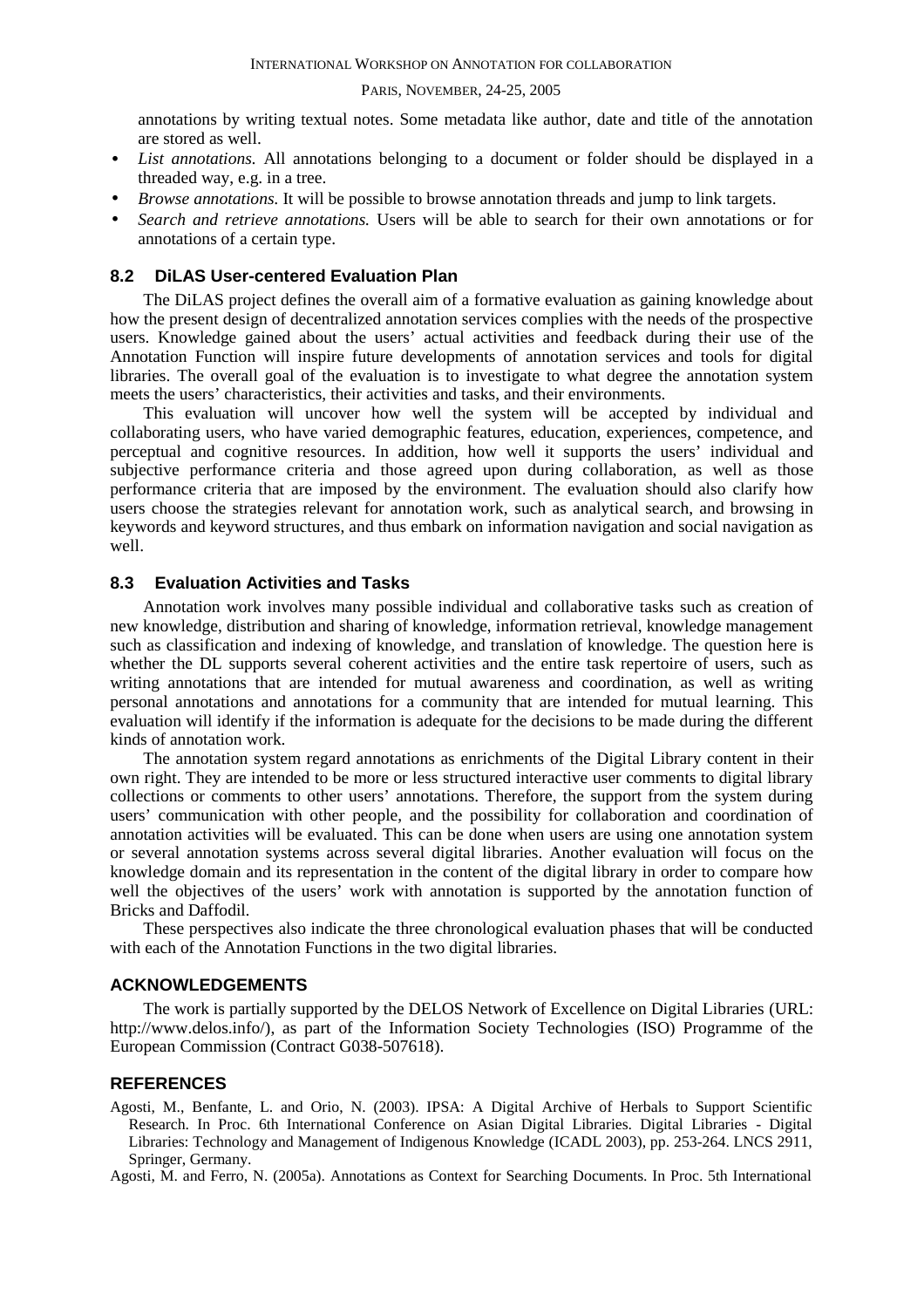annotations by writing textual notes. Some metadata like author, date and title of the annotation are stored as well.

- *List annotations.* All annotations belonging to a document or folder should be displayed in a threaded way, e.g. in a tree.
- *Browse annotations.* It will be possible to browse annotation threads and jump to link targets.
- *Search and retrieve annotations.* Users will be able to search for their own annotations or for annotations of a certain type.

### 8.2 DiLAS User-centered Evaluation Plan

The DiLAS project defines the overall aim of a formative evaluation as gaining knowledge about how the present design of decentralized annotation services complies with the needs of the prospective users. Knowledge gained about the users' actual activities and feedback during their use of the Annotation Function will inspire future developments of annotation services and tools for digital libraries. The overall goal of the evaluation is to investigate to what degree the annotation system meets the users' characteristics, their activities and tasks, and their environments.

This evaluation will uncover how well the system will be accepted by individual and collaborating users, who have varied demographic features, education, experiences, competence, and perceptual and cognitive resources. In addition, how well it supports the users' individual and subjective performance criteria and those agreed upon during collaboration, as well as those performance criteria that are imposed by the environment. The evaluation should also clarify how users choose the strategies relevant for annotation work, such as analytical search, and browsing in keywords and keyword structures, and thus embark on information navigation and social navigation as well.

### 8.3 Evaluation Activities and Tasks

Annotation work involves many possible individual and collaborative tasks such as creation of new knowledge, distribution and sharing of knowledge, information retrieval, knowledge management such as classification and indexing of knowledge, and translation of knowledge. The question here is whether the DL supports several coherent activities and the entire task repertoire of users, such as writing annotations that are intended for mutual awareness and coordination, as well as writing personal annotations and annotations for a community that are intended for mutual learning. This evaluation will identify if the information is adequate for the decisions to be made during the different kinds of annotation work.

The annotation system regard annotations as enrichments of the Digital Library content in their own right. They are intended to be more or less structured interactive user comments to digital library collections or comments to other users' annotations. Therefore, the support from the system during users' communication with other people, and the possibility for collaboration and coordination of annotation activities will be evaluated. This can be done when users are using one annotation system or several annotation systems across several digital libraries. Another evaluation will focus on the knowledge domain and its representation in the content of the digital library in order to compare how well the objectives of the users' work with annotation is supported by the annotation function of Bricks and Daffodil.

These perspectives also indicate the three chronological evaluation phases that will be conducted with each of the Annotation Functions in the two digital libraries.

## ACKNOWLEDGEMENTS

The work is partially supported by the DELOS Network of Excellence on Digital Libraries (URL: http://www.delos.info/), as part of the Information Society Technologies (ISO) Programme of the European Commission (Contract G038-507618).

## REFERENCES

Agosti, M., Benfante, L. and Orio, N. (2003). IPSA: A Digital Archive of Herbals to Support Scientific Research. In Proc. 6th International Conference on Asian Digital Libraries. Digital Libraries - Digital Libraries: Technology and Management of Indigenous Knowledge (ICADL 2003), pp. 253-264. LNCS 2911, Springer, Germany.

Agosti, M. and Ferro, N. (2005a). Annotations as Context for Searching Documents. In Proc. 5th International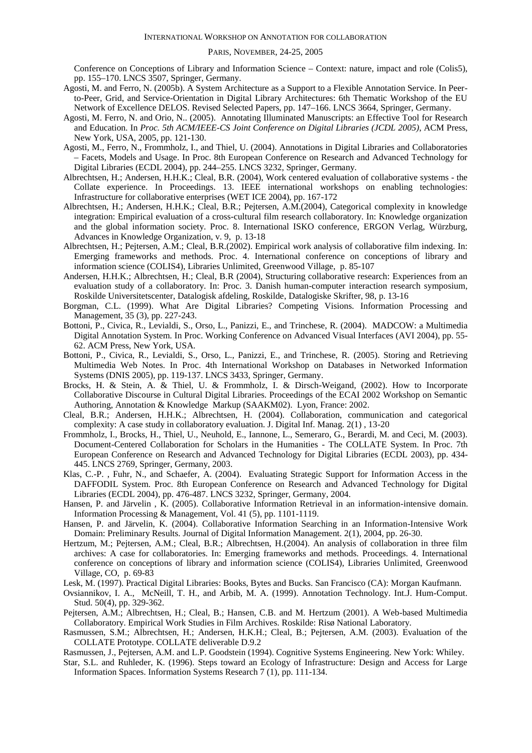Conference on Conceptions of Library and Information Science – Context: nature, impact and role (Colis5), pp. 155–170. LNCS 3507, Springer, Germany.

Agosti, M. and Ferro, N. (2005b). A System Architecture as a Support to a Flexible Annotation Service. In Peer-to-Peer, Grid, and Service-Orientation in Digital Library Architectures: 6th Thematic Workshop of the EU Network of Excellence DELOS. Revised Selected Papers, pp. 147–166. LNCS 3664, Springer, Germany.

Agosti, M. Ferro, N. and Orio, N.. (2005). Annotating Illuminated Manuscripts: an Effective Tool for Research and Education. In *Proc. 5th ACM/IEEE-CS Joint Conference on Digital Libraries (JCDL 2005)*, ACM Press, New York, USA, 2005, pp. 121-130.

Agosti, M., Ferro, N., Frommholz, I., and Thiel, U. (2004). Annotations in Digital Libraries and Collaboratories – Facets, Models and Usage. In Proc. 8th European Conference on Research and Advanced Technology for Digital Libraries (ECDL 2004), pp. 244–255. LNCS 3232, Springer, Germany.

Albrechtsen, H.; Andersen, H.H.K.; Cleal, B.R. (2004), Work centered evaluation of collaborative systems - the Collate experience. In Proceedings. 13. IEEE international workshops on enabling technologies: Infrastructure for collaborative enterprises (WET ICE 2004), pp. 167-172

Albrechtsen, H.; Andersen, H.H.K.; Cleal, B.R.; Pejtersen, A.M.(2004), Categorical complexity in knowledge integration: Empirical evaluation of a cross-cultural film research collaboratory. In: Knowledge organization and the global information society. Proc. 8. International ISKO conference, ERGON Verlag, Würzburg, Advances in Knowledge Organization, v. 9, p. 13-18

Albrechtsen, H.; Pejtersen, A.M.; Cleal, B.R.(2002). Empirical work analysis of collaborative film indexing. In: Emerging frameworks and methods. Proc. 4. International conference on conceptions of library and information science (COLIS4), Libraries Unlimited, Greenwood Village, p. 85-107

Andersen, H.H.K.; Albrechtsen, H.; Cleal, B.R (2004), Structuring collaborative research: Experiences from an evaluation study of a collaboratory. In: Proc. 3. Danish human-computer interaction research symposium, Roskilde Universitetscenter, Datalogisk afdeling, Roskilde, Datalogiske Skrifter, 98, p. 13-16

Borgman, C.L. (1999). What Are Digital Libraries? Competing Visions. Information Processing and Management, 35 (3), pp. 227-243.

Bottoni, P., Civica, R., Levialdi, S., Orso, L., Panizzi, E., and Trinchese, R. (2004). MADCOW: a Multimedia Digital Annotation System. In Proc. Working Conference on Advanced Visual Interfaces (AVI 2004), pp. 55-62. ACM Press, New York, USA.

Bottoni, P., Civica, R., Levialdi, S., Orso, L., Panizzi, E., and Trinchese, R. (2005). Storing and Retrieving Multimedia Web Notes. In Proc. 4th International Workshop on Databases in Networked Information Systems (DNIS 2005), pp. 119-137. LNCS 3433, Springer, Germany.

Brocks, H. & Stein, A. & Thiel, U. & Frommholz, I. & Dirsch-Weigand, (2002). How to Incorporate Collaborative Discourse in Cultural Digital Libraries. Proceedings of the ECAI 2002 Workshop on Semantic Authoring, Annotation & Knowledge Markup (SAAKM02). Lyon, France: 2002.

Cleal, B.R.; Andersen, H.H.K.; Albrechtsen, H. (2004). Collaboration, communication and categorical complexity: A case study in collaboratory evaluation. J. Digital Inf. Manag. 2(1) , 13-20

Frommholz, I., Brocks, H., Thiel, U., Neuhold, E., Iannone, L., Semeraro, G., Berardi, M. and Ceci, M. (2003). Document-Centered Collaboration for Scholars in the Humanities - The COLLATE System. In Proc. 7th European Conference on Research and Advanced Technology for Digital Libraries (ECDL 2003), pp. 434-445. LNCS 2769, Springer, Germany, 2003.

Klas, C.-P. , Fuhr, N., and Schaefer, A. (2004). Evaluating Strategic Support for Information Access in the DAFFODIL System. Proc. 8th European Conference on Research and Advanced Technology for Digital Libraries (ECDL 2004), pp. 476-487. LNCS 3232, Springer, Germany, 2004.

Hansen, P. and Järvelin , K. (2005). Collaborative Information Retrieval in an information-intensive domain. Information Processing & Management, Vol. 41 (5), pp. 1101-1119.

Hansen, P. and Järvelin, K. (2004). Collaborative Information Searching in an Information-Intensive Work Domain: Preliminary Results. Journal of Digital Information Management. 2(1), 2004, pp. 26-30.

Hertzum, M.; Pejtersen, A.M.; Cleal, B.R.; Albrechtsen, H.(2004). An analysis of collaboration in three film archives: A case for collaboratories. In: Emerging frameworks and methods. Proceedings. 4. International conference on conceptions of library and information science (COLIS4), Libraries Unlimited, Greenwood Village, CO, p. 69-83

Lesk, M. (1997). Practical Digital Libraries: Books, Bytes and Bucks. San Francisco (CA): Morgan Kaufmann.

Ovsiannikov, I. A., McNeill, T. H., and Arbib, M. A. (1999). Annotation Technology. Int.J. Hum-Comput. Stud. 50(4), pp. 329-362.

Pejtersen, A.M.; Albrechtsen, H.; Cleal, B.; Hansen, C.B. and M. Hertzum (2001). A Web-based Multimedia Collaboratory. Empirical Work Studies in Film Archives. Roskilde: Risø National Laboratory.

Rasmussen, S.M.; Albrechtsen, H.; Andersen, H.K.H.; Cleal, B.; Pejtersen, A.M. (2003). Evaluation of the COLLATE Prototype. COLLATE deliverable D.9.2

Rasmussen, J., Pejtersen, A.M. and L.P. Goodstein (1994). Cognitive Systems Engineering. New York: Whiley.

Star, S.L. and Ruhleder, K. (1996). Steps toward an Ecology of Infrastructure: Design and Access for Large Information Spaces. Information Systems Research 7 (1), pp. 111-134.